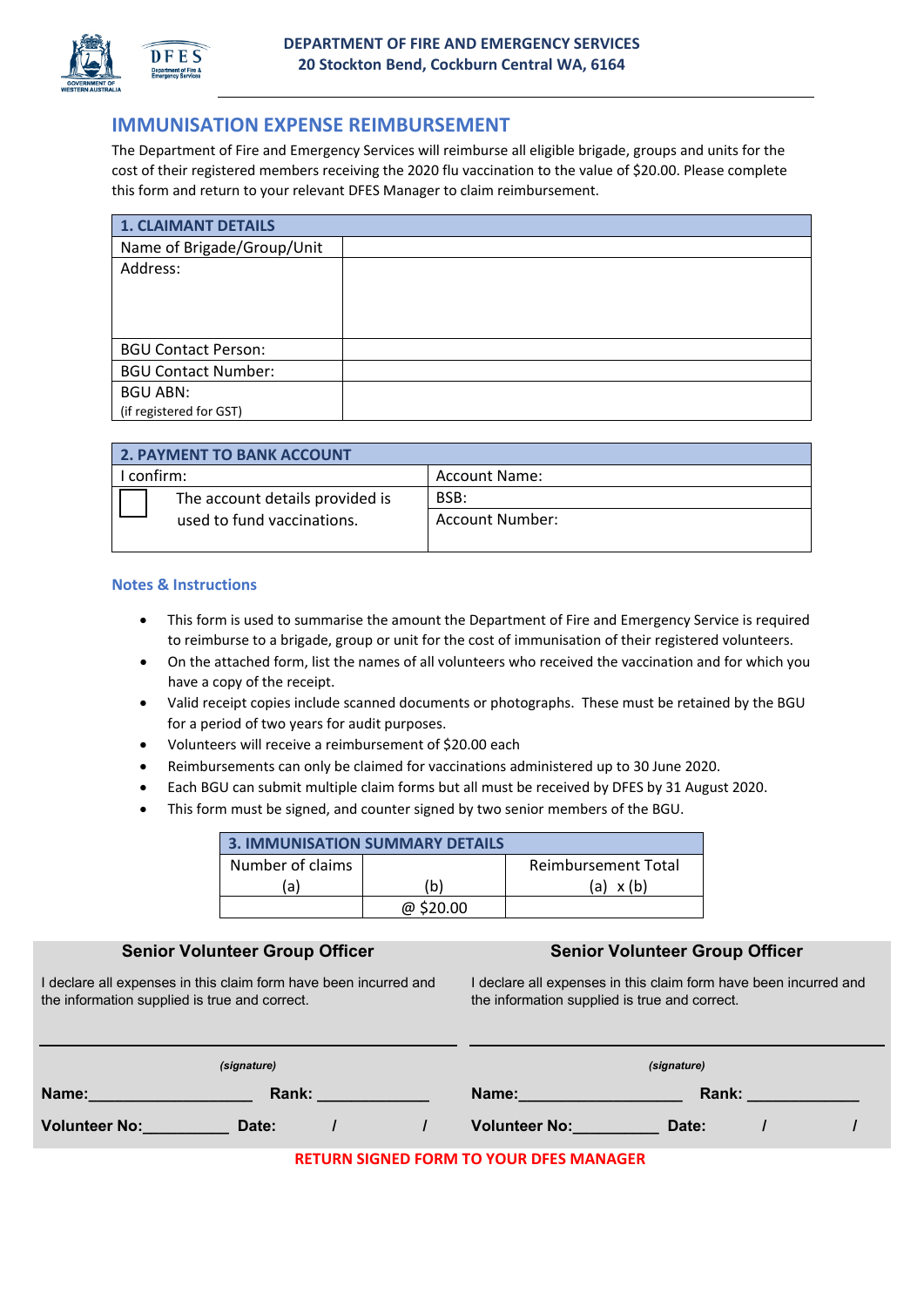**DEPARTMENT OF FIRE AND EMERGENCY SERVICES**
**20 Stockton Bend, Cockburn Central WA, 6164**

# IMMUNISATION EXPENSE REIMBURSEMENT

The Department of Fire and Emergency Services will reimburse all eligible brigade, groups and units for the cost of their registered members receiving the 2020 flu vaccination to the value of $20.00. Please complete this form and return to your relevant DFES Manager to claim reimbursement.

| 1. CLAIMANT DETAILS | |
|---|---|
| Name of Brigade/Group/Unit | |
| Address: | |
| BGU Contact Person: | |
| BGU Contact Number: | |
| BGU ABN: (if registered for GST) | |

| 2. PAYMENT TO BANK ACCOUNT | |
|---|---|
| I confirm: | Account Name: |
| ☐ The account details provided is used to fund vaccinations. | BSB: |
| | Account Number: |

### Notes & Instructions

- This form is used to summarise the amount the Department of Fire and Emergency Service is required to reimburse to a brigade, group or unit for the cost of immunisation of their registered volunteers.
- On the attached form, list the names of all volunteers who received the vaccination and for which you have a copy of the receipt.
- Valid receipt copies include scanned documents or photographs. These must be retained by the BGU for a period of two years for audit purposes.
- Volunteers will receive a reimbursement of $20.00 each
- Reimbursements can only be claimed for vaccinations administered up to 30 June 2020.
- Each BGU can submit multiple claim forms but all must be received by DFES by 31 August 2020.
- This form must be signed, and counter signed by two senior members of the BGU.

| 3. IMMUNISATION SUMMARY DETAILS | | |
|---|---|---|
| Number of claims (a) | (b) | Reimbursement Total (a) x (b) |
| | @ $20.00 | |

| Senior Volunteer Group Officer | Senior Volunteer Group Officer |
|---|---|
| I declare all expenses in this claim form have been incurred and the information supplied is true and correct. | I declare all expenses in this claim form have been incurred and the information supplied is true and correct. |
| ______________________ *(signature)* | ______________________ *(signature)* |
| **Name:**__________________ **Rank:** ____________ | **Name:**__________________ **Rank:** ____________ |
| **Volunteer No:**_________ **Date:** / / | **Volunteer No:**_________ **Date:** / / |

**RETURN SIGNED FORM TO YOUR DFES MANAGER**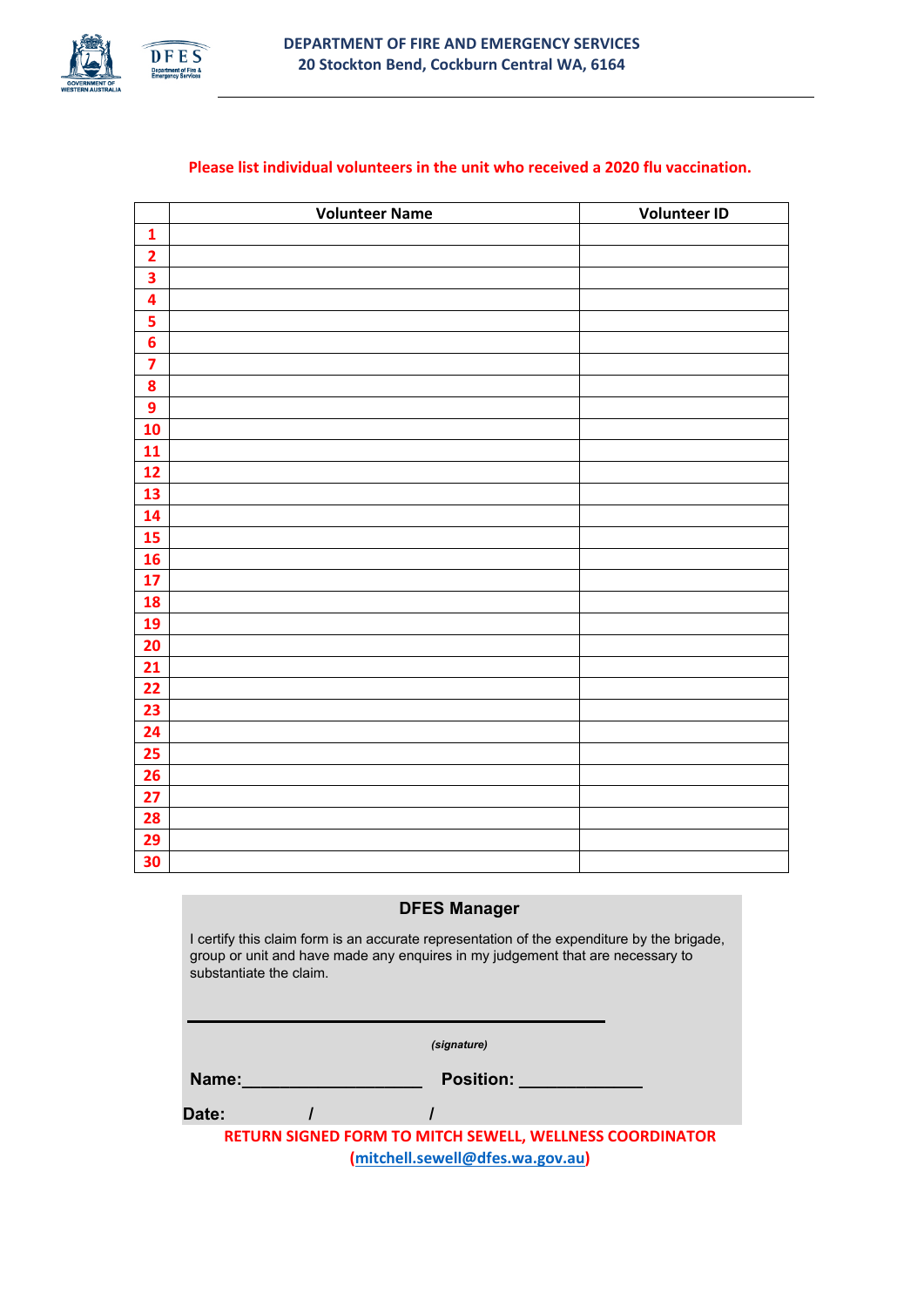**DEPARTMENT OF FIRE AND EMERGENCY SERVICES**
**20 Stockton Bend, Cockburn Central WA, 6164**

**Please list individual volunteers in the unit who received a 2020 flu vaccination.**

| | Volunteer Name | Volunteer ID |
|---|---|---|
| **1** | | |
| **2** | | |
| **3** | | |
| **4** | | |
| **5** | | |
| **6** | | |
| **7** | | |
| **8** | | |
| **9** | | |
| **10** | | |
| **11** | | |
| **12** | | |
| **13** | | |
| **14** | | |
| **15** | | |
| **16** | | |
| **17** | | |
| **18** | | |
| **19** | | |
| **20** | | |
| **21** | | |
| **22** | | |
| **23** | | |
| **24** | | |
| **25** | | |
| **26** | | |
| **27** | | |
| **28** | | |
| **29** | | |
| **30** | | |

**DFES Manager**

I certify this claim form is an accurate representation of the expenditure by the brigade, group or unit and have made any enquires in my judgement that are necessary to substantiate the claim.

___________________________________________

*(signature)*

**Name:** ___________________ **Position:** ____________

**Date:** / /

**RETURN SIGNED FORM TO MITCH SEWELL, WELLNESS COORDINATOR**
**(mitchell.sewell@dfes.wa.gov.au)**